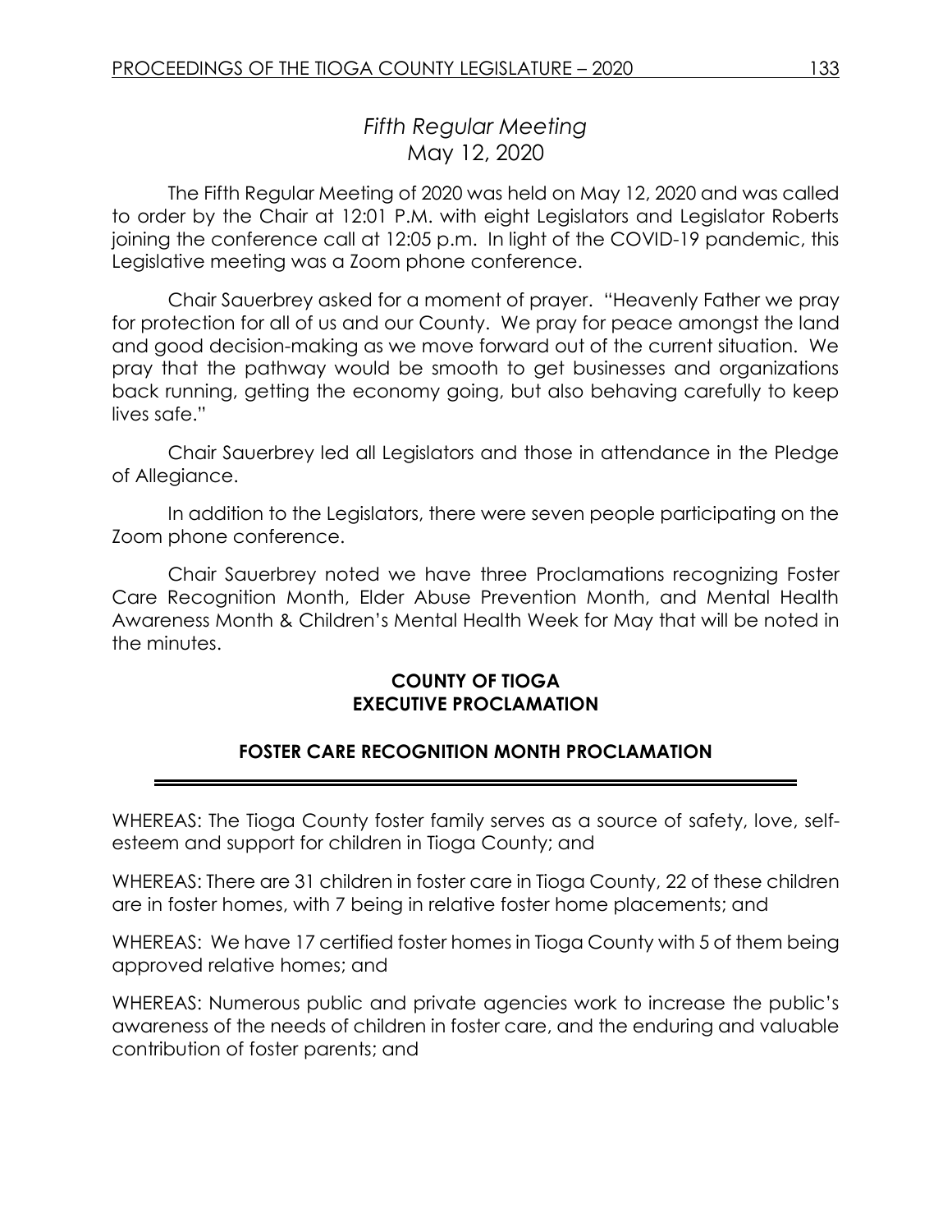# *Fifth Regular Meeting*
May 12, 2020

The Fifth Regular Meeting of 2020 was held on May 12, 2020 and was called to order by the Chair at 12:01 P.M. with eight Legislators and Legislator Roberts joining the conference call at 12:05 p.m. In light of the COVID-19 pandemic, this Legislative meeting was a Zoom phone conference.

Chair Sauerbrey asked for a moment of prayer. "Heavenly Father we pray for protection for all of us and our County. We pray for peace amongst the land and good decision-making as we move forward out of the current situation. We pray that the pathway would be smooth to get businesses and organizations back running, getting the economy going, but also behaving carefully to keep lives safe."

Chair Sauerbrey led all Legislators and those in attendance in the Pledge of Allegiance.

In addition to the Legislators, there were seven people participating on the Zoom phone conference.

Chair Sauerbrey noted we have three Proclamations recognizing Foster Care Recognition Month, Elder Abuse Prevention Month, and Mental Health Awareness Month & Children's Mental Health Week for May that will be noted in the minutes.

## COUNTY OF TIOGA
## EXECUTIVE PROCLAMATION

### FOSTER CARE RECOGNITION MONTH PROCLAMATION

---

WHEREAS: The Tioga County foster family serves as a source of safety, love, self-esteem and support for children in Tioga County; and

WHEREAS: There are 31 children in foster care in Tioga County, 22 of these children are in foster homes, with 7 being in relative foster home placements; and

WHEREAS: We have 17 certified foster homes in Tioga County with 5 of them being approved relative homes; and

WHEREAS: Numerous public and private agencies work to increase the public's awareness of the needs of children in foster care, and the enduring and valuable contribution of foster parents; and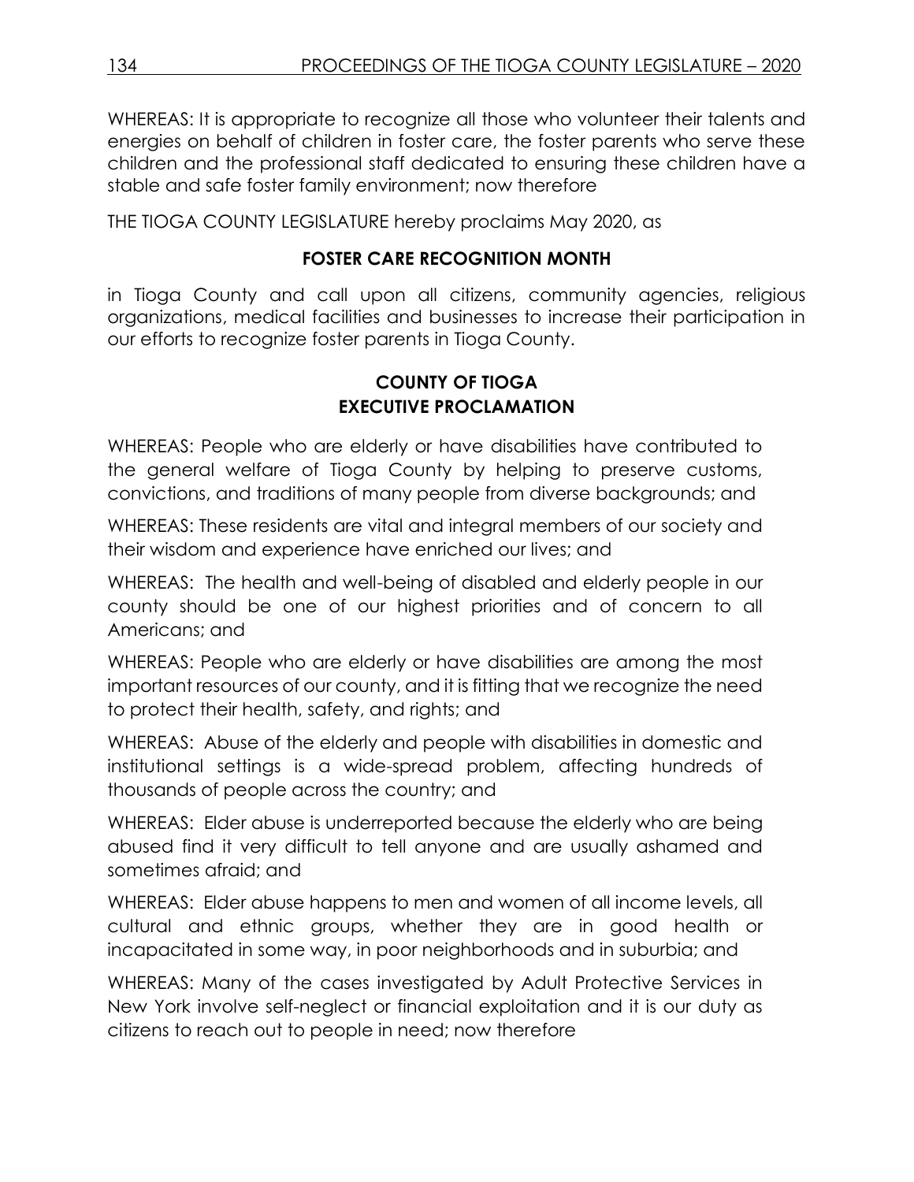WHEREAS: It is appropriate to recognize all those who volunteer their talents and energies on behalf of children in foster care, the foster parents who serve these children and the professional staff dedicated to ensuring these children have a stable and safe foster family environment; now therefore

THE TIOGA COUNTY LEGISLATURE hereby proclaims May 2020, as

**FOSTER CARE RECOGNITION MONTH**

in Tioga County and call upon all citizens, community agencies, religious organizations, medical facilities and businesses to increase their participation in our efforts to recognize foster parents in Tioga County.

**COUNTY OF TIOGA**
**EXECUTIVE PROCLAMATION**

WHEREAS: People who are elderly or have disabilities have contributed to the general welfare of Tioga County by helping to preserve customs, convictions, and traditions of many people from diverse backgrounds; and

WHEREAS: These residents are vital and integral members of our society and their wisdom and experience have enriched our lives; and

WHEREAS: The health and well-being of disabled and elderly people in our county should be one of our highest priorities and of concern to all Americans; and

WHEREAS: People who are elderly or have disabilities are among the most important resources of our county, and it is fitting that we recognize the need to protect their health, safety, and rights; and

WHEREAS: Abuse of the elderly and people with disabilities in domestic and institutional settings is a wide-spread problem, affecting hundreds of thousands of people across the country; and

WHEREAS: Elder abuse is underreported because the elderly who are being abused find it very difficult to tell anyone and are usually ashamed and sometimes afraid; and

WHEREAS: Elder abuse happens to men and women of all income levels, all cultural and ethnic groups, whether they are in good health or incapacitated in some way, in poor neighborhoods and in suburbia; and

WHEREAS: Many of the cases investigated by Adult Protective Services in New York involve self-neglect or financial exploitation and it is our duty as citizens to reach out to people in need; now therefore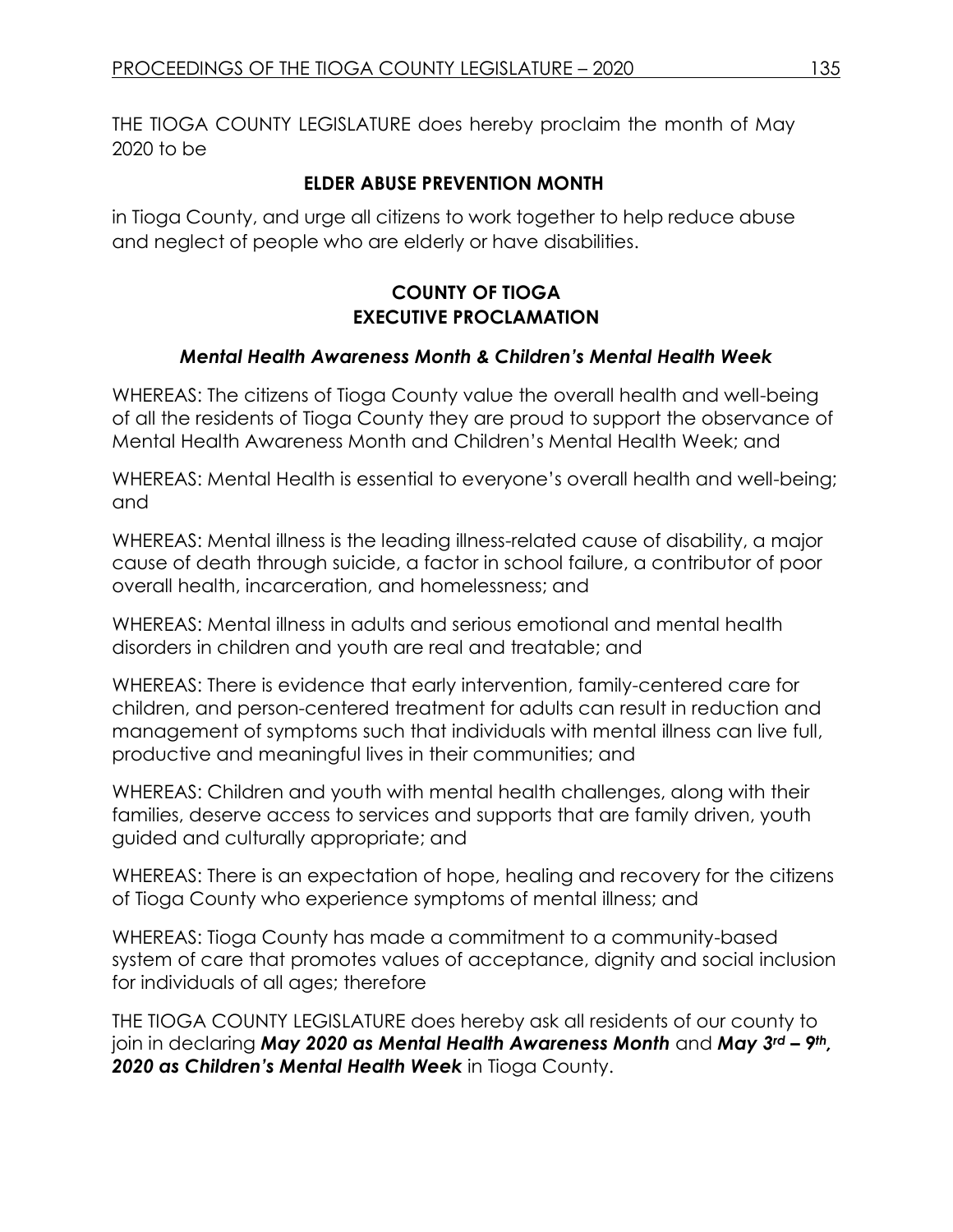THE TIOGA COUNTY LEGISLATURE does hereby proclaim the month of May 2020 to be

**ELDER ABUSE PREVENTION MONTH**

in Tioga County, and urge all citizens to work together to help reduce abuse and neglect of people who are elderly or have disabilities.

**COUNTY OF TIOGA**
**EXECUTIVE PROCLAMATION**

***Mental Health Awareness Month & Children's Mental Health Week***

WHEREAS: The citizens of Tioga County value the overall health and well-being of all the residents of Tioga County they are proud to support the observance of Mental Health Awareness Month and Children's Mental Health Week; and

WHEREAS: Mental Health is essential to everyone's overall health and well-being; and

WHEREAS: Mental illness is the leading illness-related cause of disability, a major cause of death through suicide, a factor in school failure, a contributor of poor overall health, incarceration, and homelessness; and

WHEREAS: Mental illness in adults and serious emotional and mental health disorders in children and youth are real and treatable; and

WHEREAS: There is evidence that early intervention, family-centered care for children, and person-centered treatment for adults can result in reduction and management of symptoms such that individuals with mental illness can live full, productive and meaningful lives in their communities; and

WHEREAS: Children and youth with mental health challenges, along with their families, deserve access to services and supports that are family driven, youth guided and culturally appropriate; and

WHEREAS: There is an expectation of hope, healing and recovery for the citizens of Tioga County who experience symptoms of mental illness; and

WHEREAS: Tioga County has made a commitment to a community-based system of care that promotes values of acceptance, dignity and social inclusion for individuals of all ages; therefore

THE TIOGA COUNTY LEGISLATURE does hereby ask all residents of our county to join in declaring ***May 2020 as Mental Health Awareness Month*** and ***May 3rd – 9th, 2020 as Children's Mental Health Week*** in Tioga County.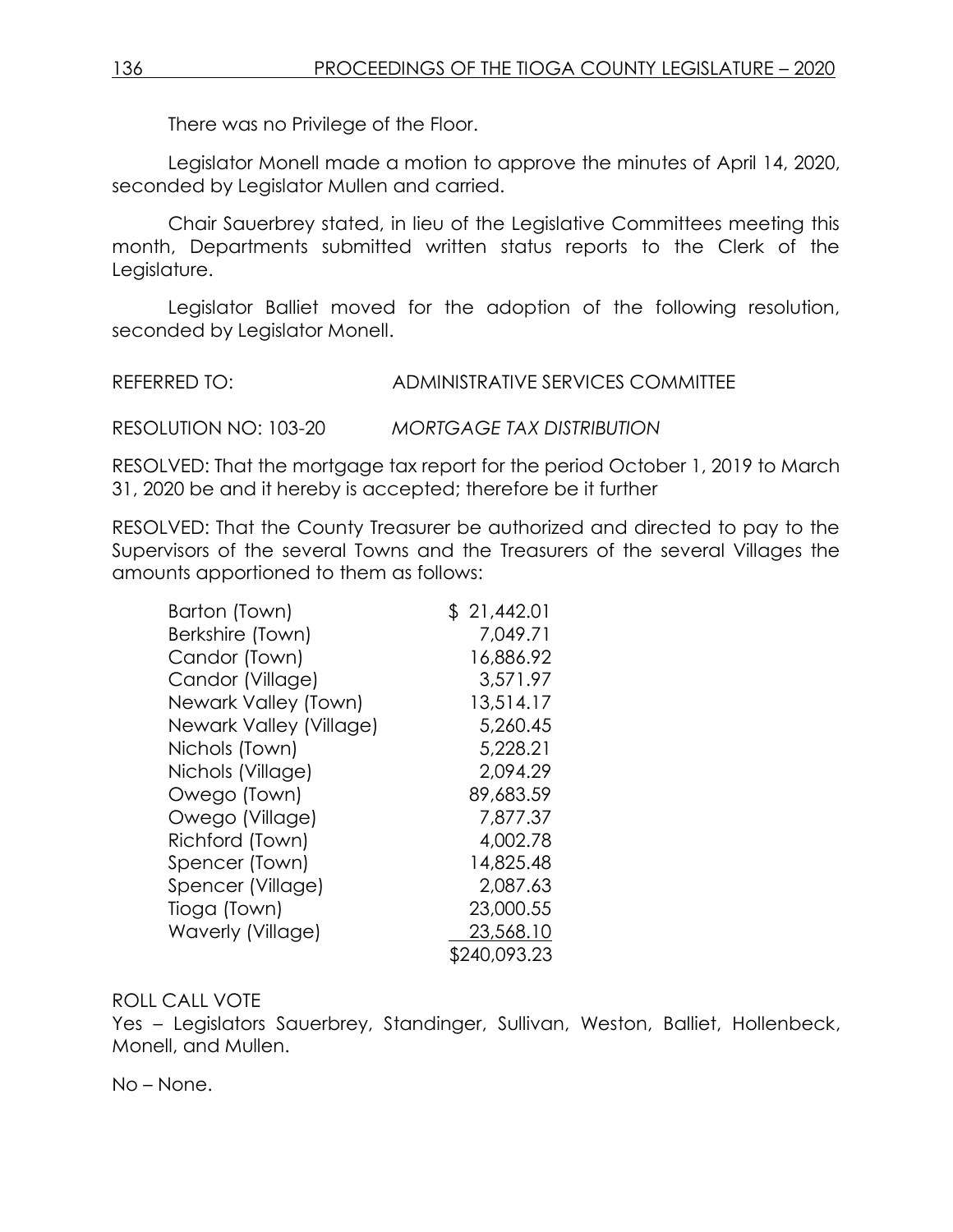There was no Privilege of the Floor.

Legislator Monell made a motion to approve the minutes of April 14, 2020, seconded by Legislator Mullen and carried.

Chair Sauerbrey stated, in lieu of the Legislative Committees meeting this month, Departments submitted written status reports to the Clerk of the Legislature.

Legislator Balliet moved for the adoption of the following resolution, seconded by Legislator Monell.

REFERRED TO: ADMINISTRATIVE SERVICES COMMITTEE

RESOLUTION NO: 103-20 *MORTGAGE TAX DISTRIBUTION*

RESOLVED: That the mortgage tax report for the period October 1, 2019 to March 31, 2020 be and it hereby is accepted; therefore be it further

RESOLVED: That the County Treasurer be authorized and directed to pay to the Supervisors of the several Towns and the Treasurers of the several Villages the amounts apportioned to them as follows:

| | |
|---|---:|
| Barton (Town) | $ 21,442.01 |
| Berkshire (Town) | 7,049.71 |
| Candor (Town) | 16,886.92 |
| Candor (Village) | 3,571.97 |
| Newark Valley (Town) | 13,514.17 |
| Newark Valley (Village) | 5,260.45 |
| Nichols (Town) | 5,228.21 |
| Nichols (Village) | 2,094.29 |
| Owego (Town) | 89,683.59 |
| Owego (Village) | 7,877.37 |
| Richford (Town) | 4,002.78 |
| Spencer (Town) | 14,825.48 |
| Spencer (Village) | 2,087.63 |
| Tioga (Town) | 23,000.55 |
| Waverly (Village) | 23,568.10 |
| | $240,093.23 |

ROLL CALL VOTE
Yes – Legislators Sauerbrey, Standinger, Sullivan, Weston, Balliet, Hollenbeck, Monell, and Mullen.

No – None.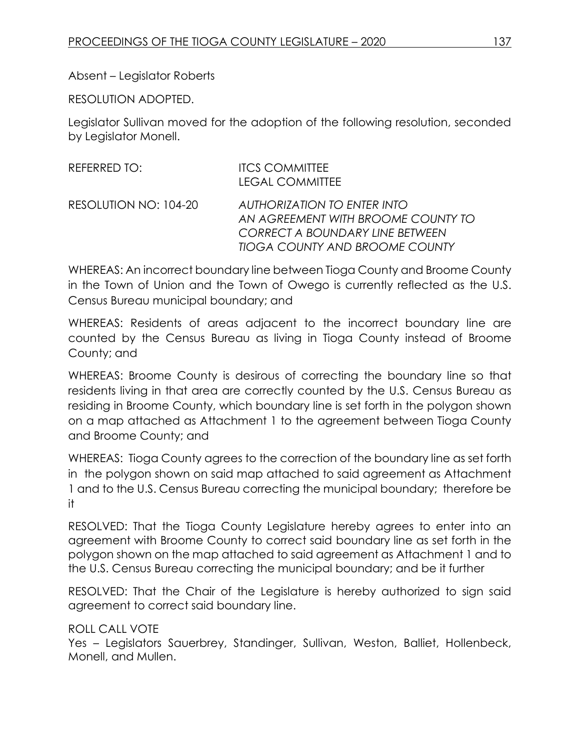Absent – Legislator Roberts

RESOLUTION ADOPTED.

Legislator Sullivan moved for the adoption of the following resolution, seconded by Legislator Monell.

REFERRED TO: ITCS COMMITTEE
LEGAL COMMITTEE

RESOLUTION NO: 104-20 *AUTHORIZATION TO ENTER INTO AN AGREEMENT WITH BROOME COUNTY TO CORRECT A BOUNDARY LINE BETWEEN TIOGA COUNTY AND BROOME COUNTY*

WHEREAS: An incorrect boundary line between Tioga County and Broome County in the Town of Union and the Town of Owego is currently reflected as the U.S. Census Bureau municipal boundary; and

WHEREAS: Residents of areas adjacent to the incorrect boundary line are counted by the Census Bureau as living in Tioga County instead of Broome County; and

WHEREAS: Broome County is desirous of correcting the boundary line so that residents living in that area are correctly counted by the U.S. Census Bureau as residing in Broome County, which boundary line is set forth in the polygon shown on a map attached as Attachment 1 to the agreement between Tioga County and Broome County; and

WHEREAS: Tioga County agrees to the correction of the boundary line as set forth in the polygon shown on said map attached to said agreement as Attachment 1 and to the U.S. Census Bureau correcting the municipal boundary; therefore be it

RESOLVED: That the Tioga County Legislature hereby agrees to enter into an agreement with Broome County to correct said boundary line as set forth in the polygon shown on the map attached to said agreement as Attachment 1 and to the U.S. Census Bureau correcting the municipal boundary; and be it further

RESOLVED: That the Chair of the Legislature is hereby authorized to sign said agreement to correct said boundary line.

ROLL CALL VOTE
Yes – Legislators Sauerbrey, Standinger, Sullivan, Weston, Balliet, Hollenbeck, Monell, and Mullen.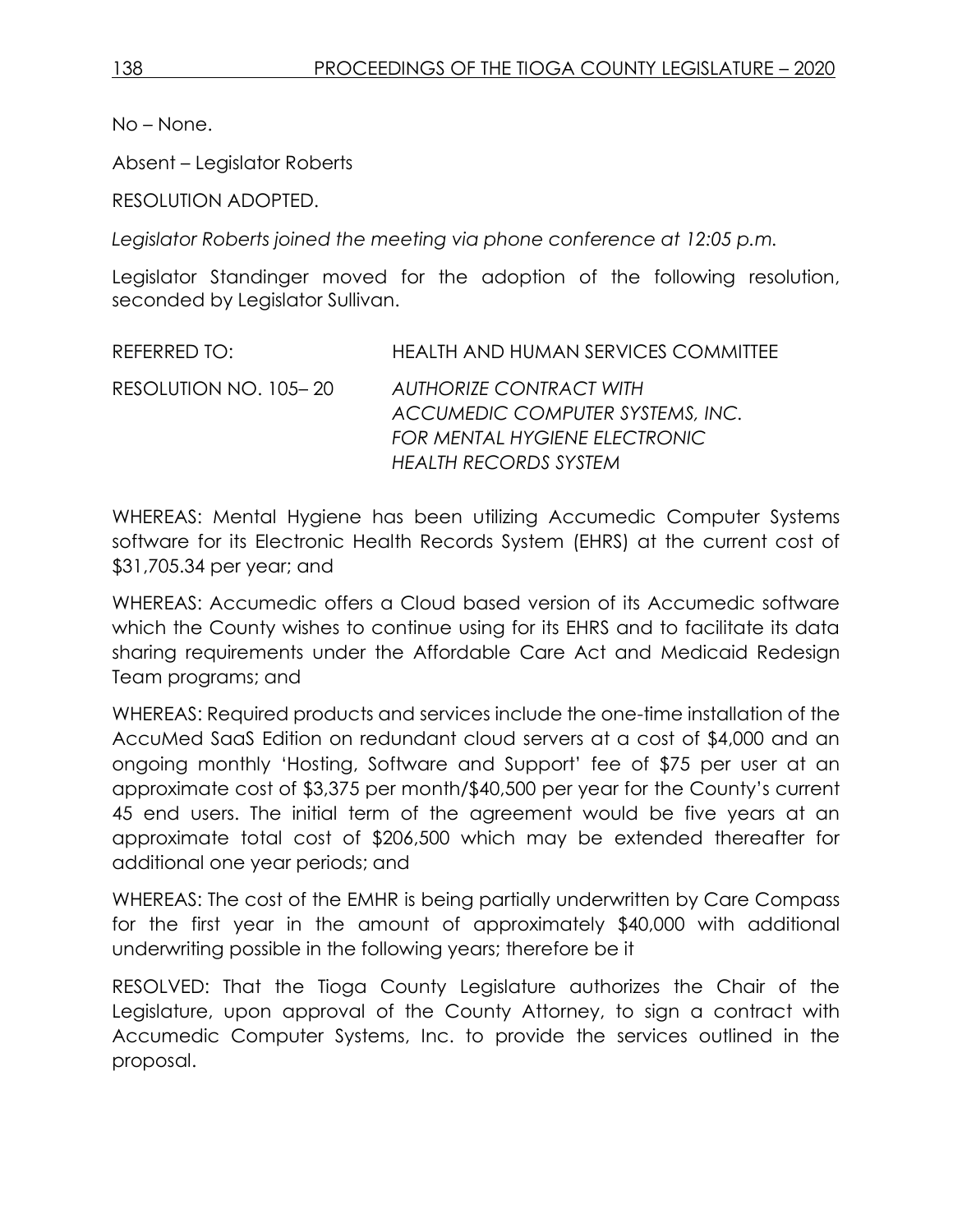No – None.

Absent – Legislator Roberts

RESOLUTION ADOPTED.

*Legislator Roberts joined the meeting via phone conference at 12:05 p.m.*

Legislator Standinger moved for the adoption of the following resolution, seconded by Legislator Sullivan.

REFERRED TO: HEALTH AND HUMAN SERVICES COMMITTEE

RESOLUTION NO. 105– 20 *AUTHORIZE CONTRACT WITH ACCUMEDIC COMPUTER SYSTEMS, INC. FOR MENTAL HYGIENE ELECTRONIC HEALTH RECORDS SYSTEM*

WHEREAS: Mental Hygiene has been utilizing Accumedic Computer Systems software for its Electronic Health Records System (EHRS) at the current cost of $31,705.34 per year; and

WHEREAS: Accumedic offers a Cloud based version of its Accumedic software which the County wishes to continue using for its EHRS and to facilitate its data sharing requirements under the Affordable Care Act and Medicaid Redesign Team programs; and

WHEREAS: Required products and services include the one-time installation of the AccuMed SaaS Edition on redundant cloud servers at a cost of $4,000 and an ongoing monthly 'Hosting, Software and Support' fee of $75 per user at an approximate cost of $3,375 per month/$40,500 per year for the County's current 45 end users. The initial term of the agreement would be five years at an approximate total cost of $206,500 which may be extended thereafter for additional one year periods; and

WHEREAS: The cost of the EMHR is being partially underwritten by Care Compass for the first year in the amount of approximately $40,000 with additional underwriting possible in the following years; therefore be it

RESOLVED: That the Tioga County Legislature authorizes the Chair of the Legislature, upon approval of the County Attorney, to sign a contract with Accumedic Computer Systems, Inc. to provide the services outlined in the proposal.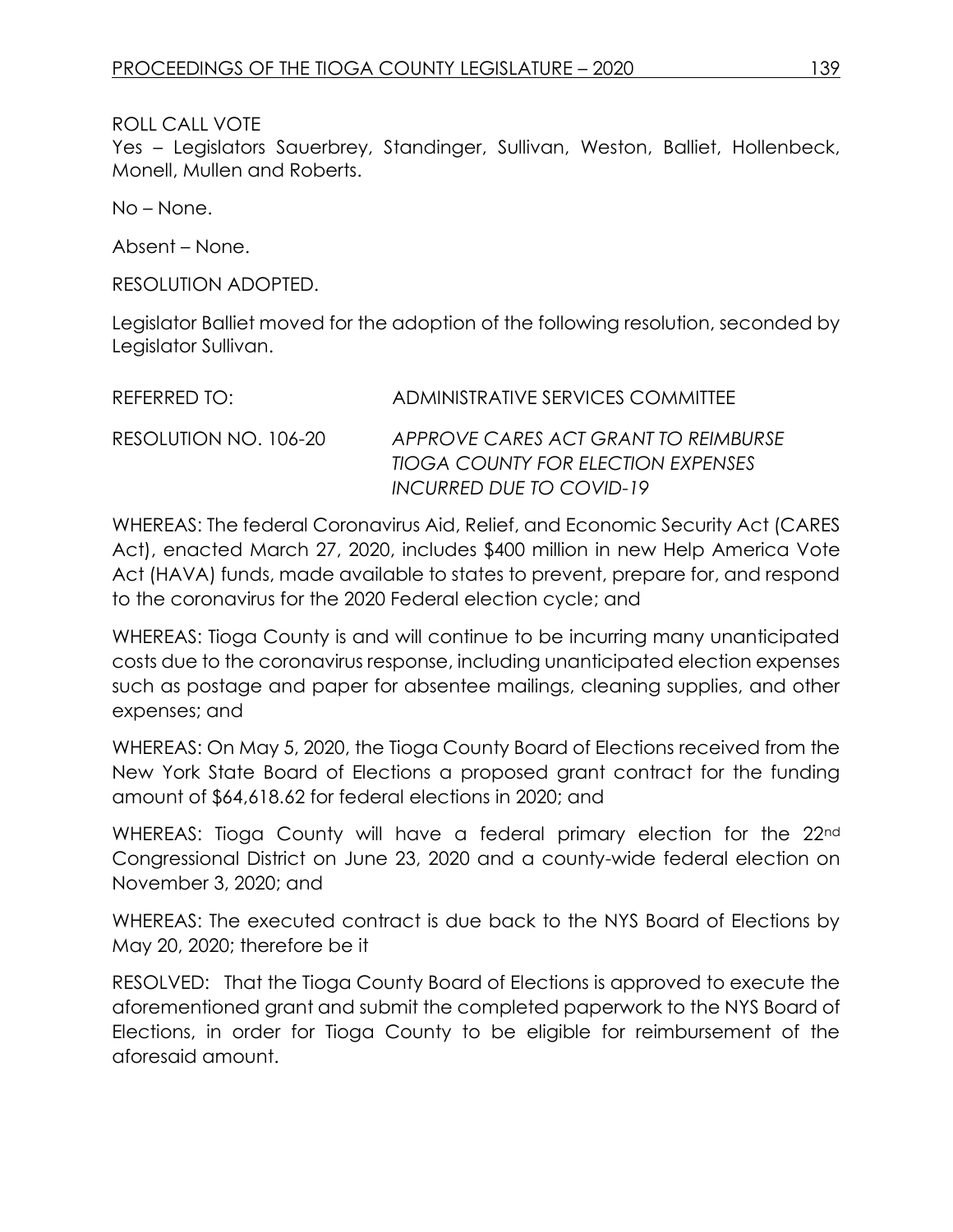ROLL CALL VOTE
Yes – Legislators Sauerbrey, Standinger, Sullivan, Weston, Balliet, Hollenbeck, Monell, Mullen and Roberts.

No – None.

Absent – None.

RESOLUTION ADOPTED.

Legislator Balliet moved for the adoption of the following resolution, seconded by Legislator Sullivan.

REFERRED TO: ADMINISTRATIVE SERVICES COMMITTEE

RESOLUTION NO. 106-20 *APPROVE CARES ACT GRANT TO REIMBURSE TIOGA COUNTY FOR ELECTION EXPENSES INCURRED DUE TO COVID-19*

WHEREAS: The federal Coronavirus Aid, Relief, and Economic Security Act (CARES Act), enacted March 27, 2020, includes $400 million in new Help America Vote Act (HAVA) funds, made available to states to prevent, prepare for, and respond to the coronavirus for the 2020 Federal election cycle; and

WHEREAS: Tioga County is and will continue to be incurring many unanticipated costs due to the coronavirus response, including unanticipated election expenses such as postage and paper for absentee mailings, cleaning supplies, and other expenses; and

WHEREAS: On May 5, 2020, the Tioga County Board of Elections received from the New York State Board of Elections a proposed grant contract for the funding amount of $64,618.62 for federal elections in 2020; and

WHEREAS: Tioga County will have a federal primary election for the 22nd Congressional District on June 23, 2020 and a county-wide federal election on November 3, 2020; and

WHEREAS: The executed contract is due back to the NYS Board of Elections by May 20, 2020; therefore be it

RESOLVED: That the Tioga County Board of Elections is approved to execute the aforementioned grant and submit the completed paperwork to the NYS Board of Elections, in order for Tioga County to be eligible for reimbursement of the aforesaid amount.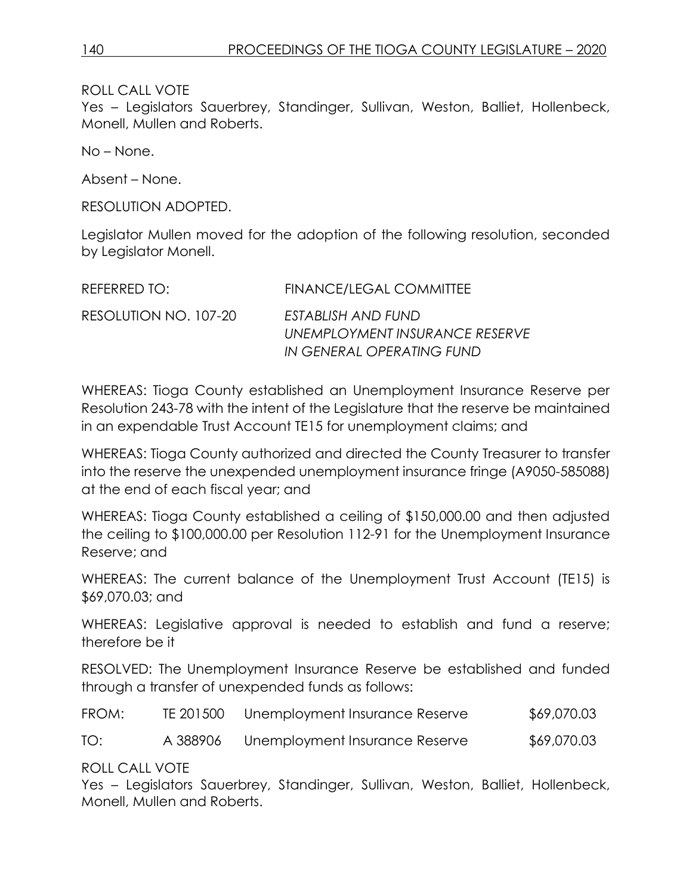ROLL CALL VOTE
Yes – Legislators Sauerbrey, Standinger, Sullivan, Weston, Balliet, Hollenbeck, Monell, Mullen and Roberts.

No – None.

Absent – None.

RESOLUTION ADOPTED.

Legislator Mullen moved for the adoption of the following resolution, seconded by Legislator Monell.

REFERRED TO: FINANCE/LEGAL COMMITTEE

RESOLUTION NO. 107-20 *ESTABLISH AND FUND UNEMPLOYMENT INSURANCE RESERVE IN GENERAL OPERATING FUND*

WHEREAS: Tioga County established an Unemployment Insurance Reserve per Resolution 243-78 with the intent of the Legislature that the reserve be maintained in an expendable Trust Account TE15 for unemployment claims; and

WHEREAS: Tioga County authorized and directed the County Treasurer to transfer into the reserve the unexpended unemployment insurance fringe (A9050-585088) at the end of each fiscal year; and

WHEREAS: Tioga County established a ceiling of $150,000.00 and then adjusted the ceiling to $100,000.00 per Resolution 112-91 for the Unemployment Insurance Reserve; and

WHEREAS: The current balance of the Unemployment Trust Account (TE15) is $69,070.03; and

WHEREAS: Legislative approval is needed to establish and fund a reserve; therefore be it

RESOLVED: The Unemployment Insurance Reserve be established and funded through a transfer of unexpended funds as follows:

| | | | |
|---|---|---|---|
| FROM: | TE 201500 | Unemployment Insurance Reserve | $69,070.03 |
| TO: | A 388906 | Unemployment Insurance Reserve | $69,070.03 |

ROLL CALL VOTE
Yes – Legislators Sauerbrey, Standinger, Sullivan, Weston, Balliet, Hollenbeck, Monell, Mullen and Roberts.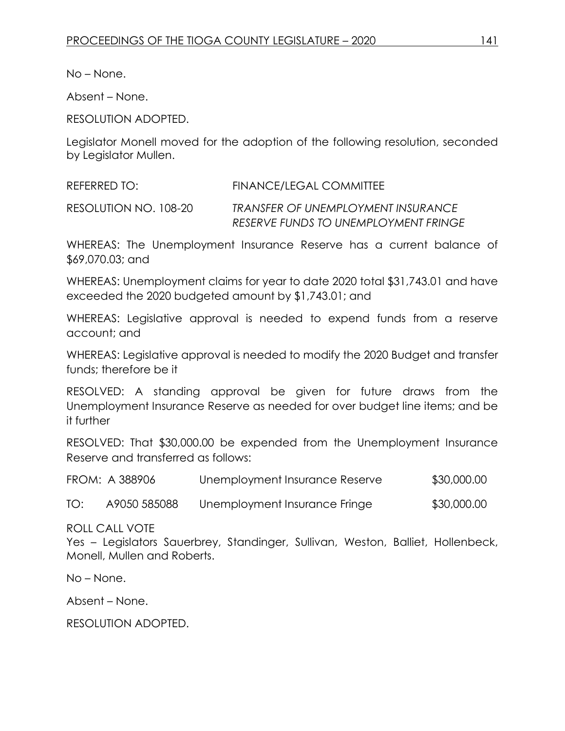No – None.

Absent – None.

RESOLUTION ADOPTED.

Legislator Monell moved for the adoption of the following resolution, seconded by Legislator Mullen.

REFERRED TO: FINANCE/LEGAL COMMITTEE

RESOLUTION NO. 108-20 *TRANSFER OF UNEMPLOYMENT INSURANCE RESERVE FUNDS TO UNEMPLOYMENT FRINGE*

WHEREAS: The Unemployment Insurance Reserve has a current balance of $69,070.03; and

WHEREAS: Unemployment claims for year to date 2020 total $31,743.01 and have exceeded the 2020 budgeted amount by $1,743.01; and

WHEREAS: Legislative approval is needed to expend funds from a reserve account; and

WHEREAS: Legislative approval is needed to modify the 2020 Budget and transfer funds; therefore be it

RESOLVED: A standing approval be given for future draws from the Unemployment Insurance Reserve as needed for over budget line items; and be it further

RESOLVED: That $30,000.00 be expended from the Unemployment Insurance Reserve and transferred as follows:

| | | | |
|---|---|---|---|
| FROM: | A 388906 | Unemployment Insurance Reserve | $30,000.00 |
| TO: | A9050 585088 | Unemployment Insurance Fringe | $30,000.00 |

ROLL CALL VOTE

Yes – Legislators Sauerbrey, Standinger, Sullivan, Weston, Balliet, Hollenbeck, Monell, Mullen and Roberts.

No – None.

Absent – None.

RESOLUTION ADOPTED.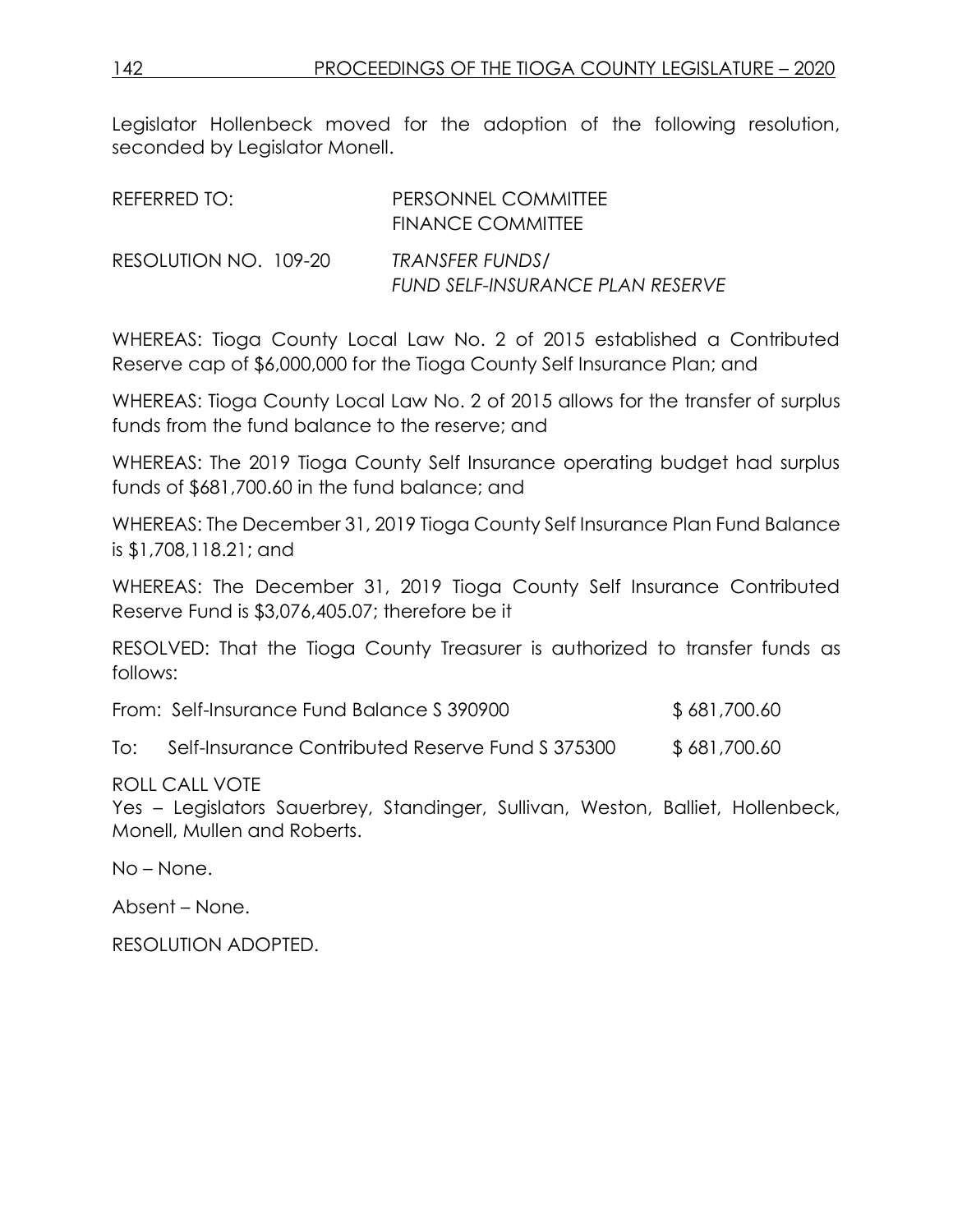Legislator Hollenbeck moved for the adoption of the following resolution, seconded by Legislator Monell.

REFERRED TO: PERSONNEL COMMITTEE
FINANCE COMMITTEE

RESOLUTION NO. 109-20 *TRANSFER FUNDS/*
*FUND SELF-INSURANCE PLAN RESERVE*

WHEREAS: Tioga County Local Law No. 2 of 2015 established a Contributed Reserve cap of $6,000,000 for the Tioga County Self Insurance Plan; and

WHEREAS: Tioga County Local Law No. 2 of 2015 allows for the transfer of surplus funds from the fund balance to the reserve; and

WHEREAS: The 2019 Tioga County Self Insurance operating budget had surplus funds of $681,700.60 in the fund balance; and

WHEREAS: The December 31, 2019 Tioga County Self Insurance Plan Fund Balance is $1,708,118.21; and

WHEREAS: The December 31, 2019 Tioga County Self Insurance Contributed Reserve Fund is $3,076,405.07; therefore be it

RESOLVED: That the Tioga County Treasurer is authorized to transfer funds as follows:

From: Self-Insurance Fund Balance S 390900 $ 681,700.60

To: Self-Insurance Contributed Reserve Fund S 375300 $ 681,700.60

ROLL CALL VOTE
Yes – Legislators Sauerbrey, Standinger, Sullivan, Weston, Balliet, Hollenbeck, Monell, Mullen and Roberts.

No – None.

Absent – None.

RESOLUTION ADOPTED.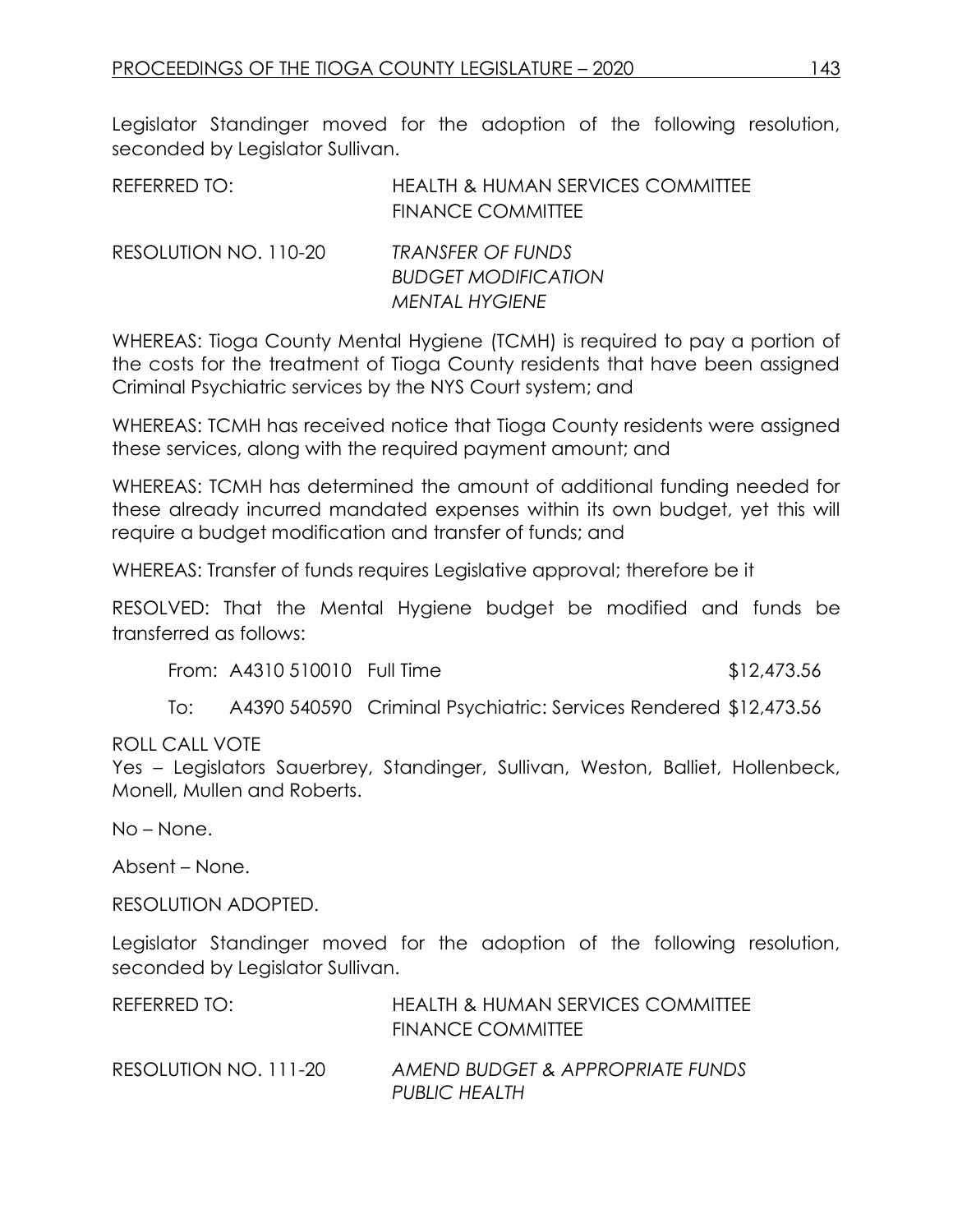Legislator Standinger moved for the adoption of the following resolution, seconded by Legislator Sullivan.

REFERRED TO: HEALTH & HUMAN SERVICES COMMITTEE
FINANCE COMMITTEE

RESOLUTION NO. 110-20 *TRANSFER OF FUNDS*
*BUDGET MODIFICATION*
*MENTAL HYGIENE*

WHEREAS: Tioga County Mental Hygiene (TCMH) is required to pay a portion of the costs for the treatment of Tioga County residents that have been assigned Criminal Psychiatric services by the NYS Court system; and

WHEREAS: TCMH has received notice that Tioga County residents were assigned these services, along with the required payment amount; and

WHEREAS: TCMH has determined the amount of additional funding needed for these already incurred mandated expenses within its own budget, yet this will require a budget modification and transfer of funds; and

WHEREAS: Transfer of funds requires Legislative approval; therefore be it

RESOLVED: That the Mental Hygiene budget be modified and funds be transferred as follows:

From: A4310 510010 Full Time $12,473.56

To: A4390 540590 Criminal Psychiatric: Services Rendered $12,473.56

ROLL CALL VOTE
Yes – Legislators Sauerbrey, Standinger, Sullivan, Weston, Balliet, Hollenbeck, Monell, Mullen and Roberts.

No – None.

Absent – None.

RESOLUTION ADOPTED.

Legislator Standinger moved for the adoption of the following resolution, seconded by Legislator Sullivan.

REFERRED TO: HEALTH & HUMAN SERVICES COMMITTEE
FINANCE COMMITTEE

RESOLUTION NO. 111-20 *AMEND BUDGET & APPROPRIATE FUNDS*
*PUBLIC HEALTH*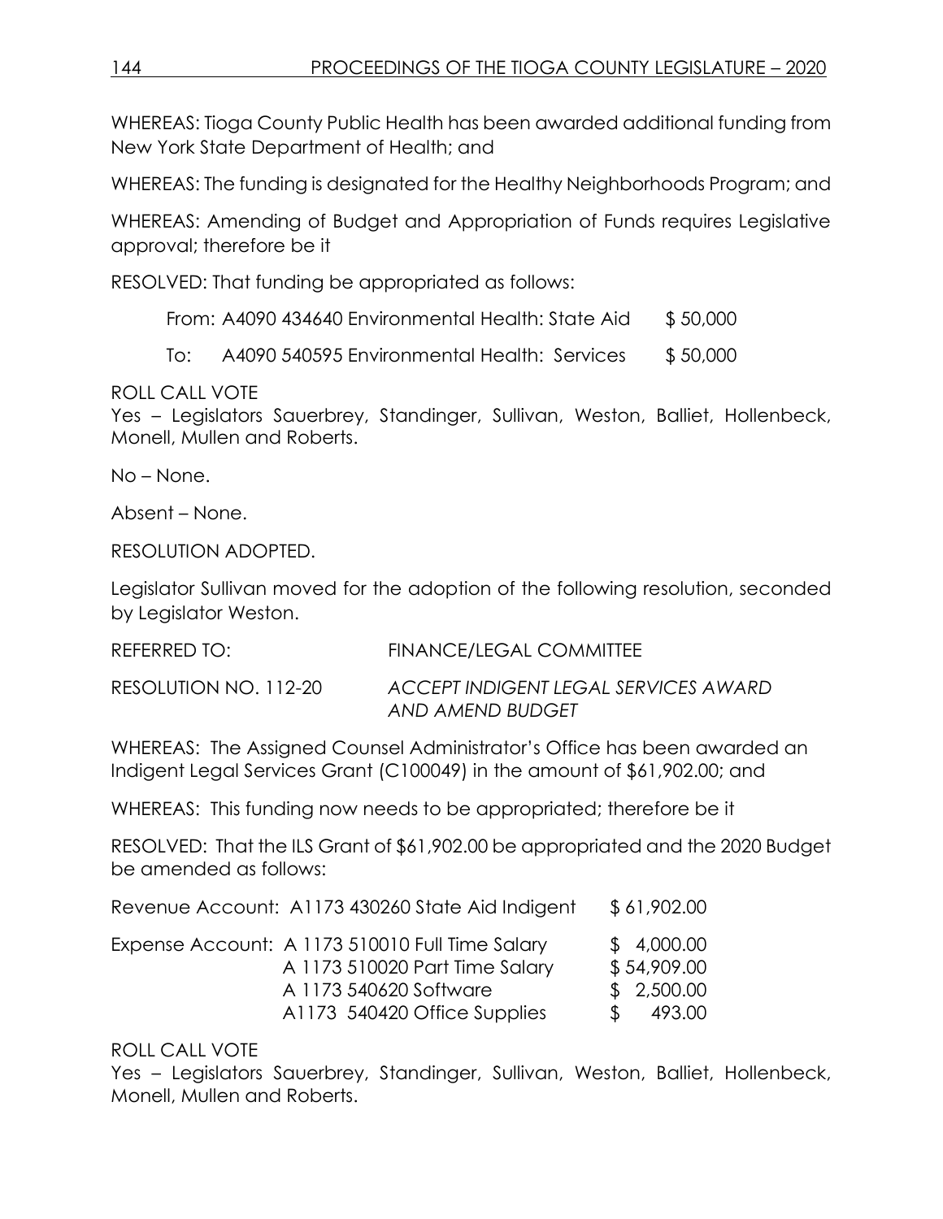WHEREAS: Tioga County Public Health has been awarded additional funding from New York State Department of Health; and

WHEREAS: The funding is designated for the Healthy Neighborhoods Program; and

WHEREAS: Amending of Budget and Appropriation of Funds requires Legislative approval; therefore be it

RESOLVED: That funding be appropriated as follows:

| | | |
|---|---|---|
| From: | A4090 434640 Environmental Health: State Aid | $ 50,000 |
| To: | A4090 540595 Environmental Health: Services | $ 50,000 |

ROLL CALL VOTE
Yes – Legislators Sauerbrey, Standinger, Sullivan, Weston, Balliet, Hollenbeck, Monell, Mullen and Roberts.

No – None.

Absent – None.

RESOLUTION ADOPTED.

Legislator Sullivan moved for the adoption of the following resolution, seconded by Legislator Weston.

REFERRED TO: FINANCE/LEGAL COMMITTEE

RESOLUTION NO. 112-20 *ACCEPT INDIGENT LEGAL SERVICES AWARD AND AMEND BUDGET*

WHEREAS: The Assigned Counsel Administrator's Office has been awarded an Indigent Legal Services Grant (C100049) in the amount of $61,902.00; and

WHEREAS: This funding now needs to be appropriated; therefore be it

RESOLVED: That the ILS Grant of $61,902.00 be appropriated and the 2020 Budget be amended as follows:

| | | |
|---|---|---|
| Revenue Account: | A1173 430260 State Aid Indigent | $ 61,902.00 |
| Expense Account: | A 1173 510010 Full Time Salary | $ 4,000.00 |
| | A 1173 510020 Part Time Salary | $ 54,909.00 |
| | A 1173 540620 Software | $ 2,500.00 |
| | A1173 540420 Office Supplies | $ 493.00 |

ROLL CALL VOTE
Yes – Legislators Sauerbrey, Standinger, Sullivan, Weston, Balliet, Hollenbeck, Monell, Mullen and Roberts.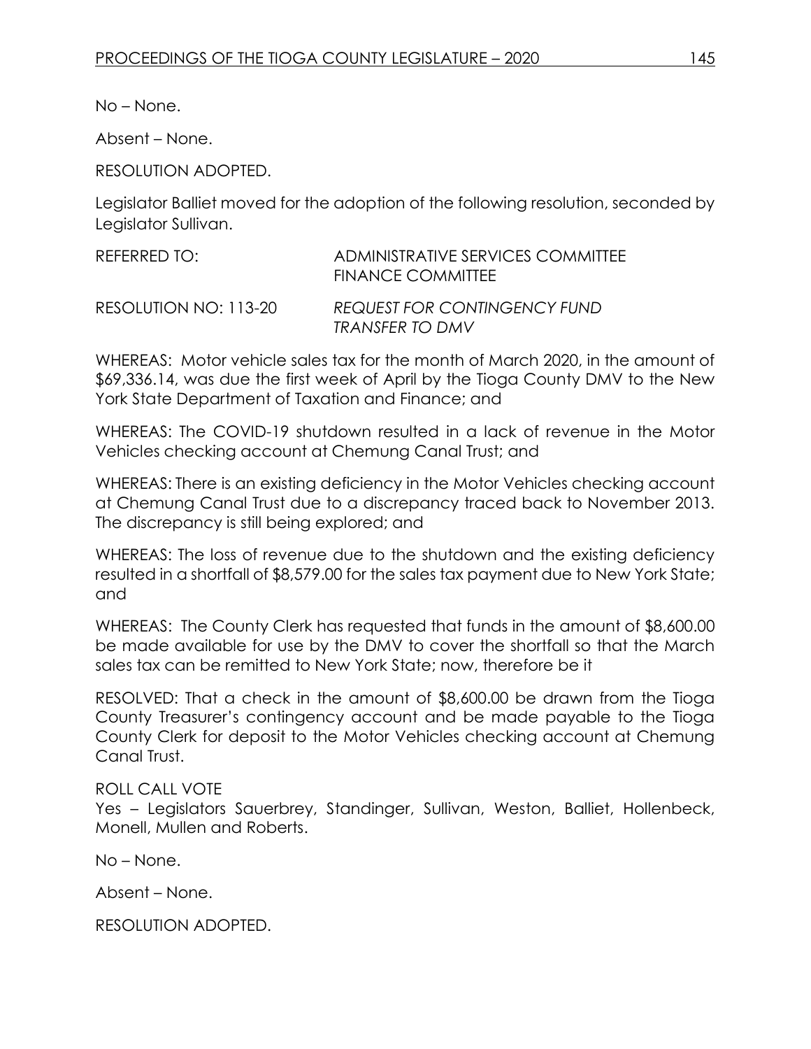No – None.

Absent – None.

RESOLUTION ADOPTED.

Legislator Balliet moved for the adoption of the following resolution, seconded by Legislator Sullivan.

REFERRED TO: ADMINISTRATIVE SERVICES COMMITTEE
FINANCE COMMITTEE

RESOLUTION NO: 113-20 *REQUEST FOR CONTINGENCY FUND TRANSFER TO DMV*

WHEREAS: Motor vehicle sales tax for the month of March 2020, in the amount of $69,336.14, was due the first week of April by the Tioga County DMV to the New York State Department of Taxation and Finance; and

WHEREAS: The COVID-19 shutdown resulted in a lack of revenue in the Motor Vehicles checking account at Chemung Canal Trust; and

WHEREAS: There is an existing deficiency in the Motor Vehicles checking account at Chemung Canal Trust due to a discrepancy traced back to November 2013. The discrepancy is still being explored; and

WHEREAS: The loss of revenue due to the shutdown and the existing deficiency resulted in a shortfall of $8,579.00 for the sales tax payment due to New York State; and

WHEREAS: The County Clerk has requested that funds in the amount of $8,600.00 be made available for use by the DMV to cover the shortfall so that the March sales tax can be remitted to New York State; now, therefore be it

RESOLVED: That a check in the amount of $8,600.00 be drawn from the Tioga County Treasurer's contingency account and be made payable to the Tioga County Clerk for deposit to the Motor Vehicles checking account at Chemung Canal Trust.

ROLL CALL VOTE
Yes – Legislators Sauerbrey, Standinger, Sullivan, Weston, Balliet, Hollenbeck, Monell, Mullen and Roberts.

No – None.

Absent – None.

RESOLUTION ADOPTED.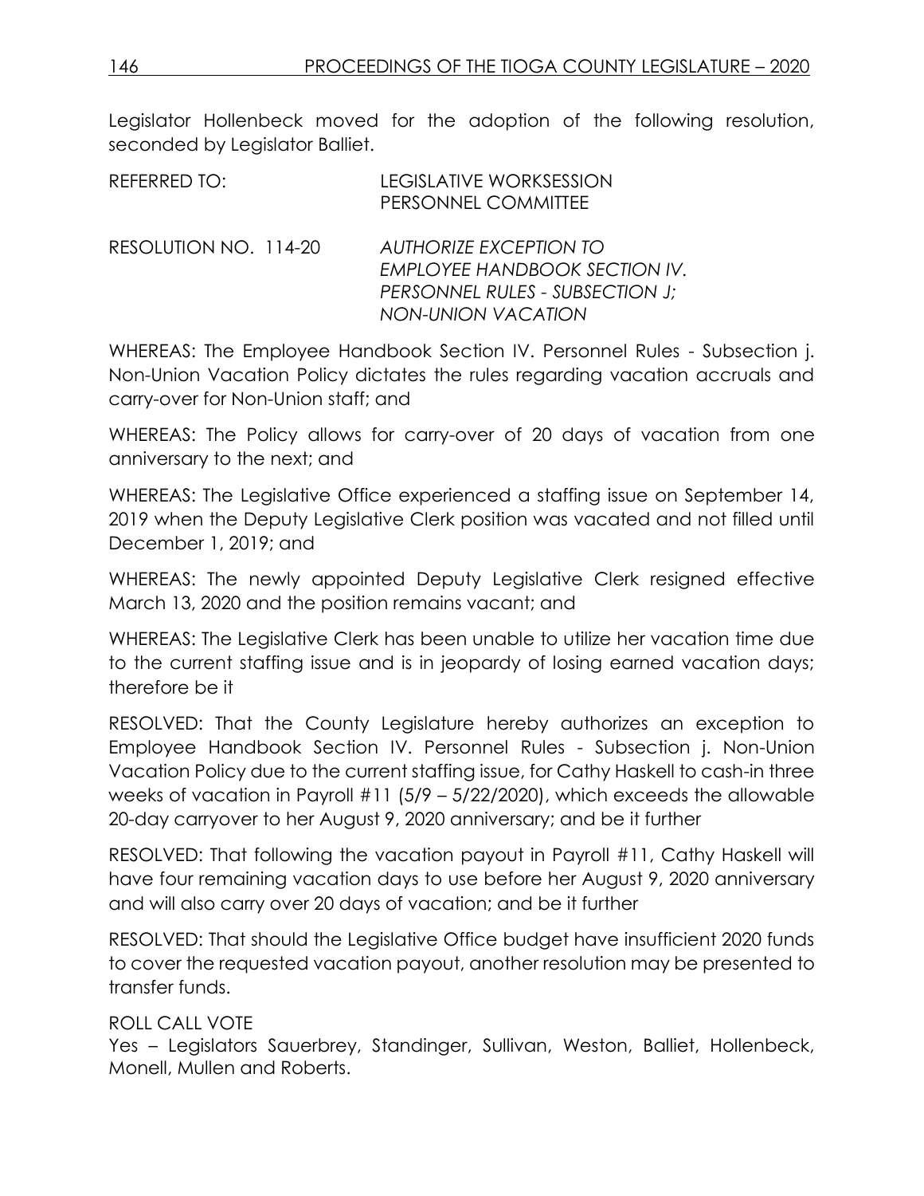Legislator Hollenbeck moved for the adoption of the following resolution, seconded by Legislator Balliet.

REFERRED TO: LEGISLATIVE WORKSESSION
PERSONNEL COMMITTEE

RESOLUTION NO. 114-20 *AUTHORIZE EXCEPTION TO EMPLOYEE HANDBOOK SECTION IV. PERSONNEL RULES - SUBSECTION J; NON-UNION VACATION*

WHEREAS: The Employee Handbook Section IV. Personnel Rules - Subsection j. Non-Union Vacation Policy dictates the rules regarding vacation accruals and carry-over for Non-Union staff; and

WHEREAS: The Policy allows for carry-over of 20 days of vacation from one anniversary to the next; and

WHEREAS: The Legislative Office experienced a staffing issue on September 14, 2019 when the Deputy Legislative Clerk position was vacated and not filled until December 1, 2019; and

WHEREAS: The newly appointed Deputy Legislative Clerk resigned effective March 13, 2020 and the position remains vacant; and

WHEREAS: The Legislative Clerk has been unable to utilize her vacation time due to the current staffing issue and is in jeopardy of losing earned vacation days; therefore be it

RESOLVED: That the County Legislature hereby authorizes an exception to Employee Handbook Section IV. Personnel Rules - Subsection j. Non-Union Vacation Policy due to the current staffing issue, for Cathy Haskell to cash-in three weeks of vacation in Payroll #11 (5/9 – 5/22/2020), which exceeds the allowable 20-day carryover to her August 9, 2020 anniversary; and be it further

RESOLVED: That following the vacation payout in Payroll #11, Cathy Haskell will have four remaining vacation days to use before her August 9, 2020 anniversary and will also carry over 20 days of vacation; and be it further

RESOLVED: That should the Legislative Office budget have insufficient 2020 funds to cover the requested vacation payout, another resolution may be presented to transfer funds.

ROLL CALL VOTE
Yes – Legislators Sauerbrey, Standinger, Sullivan, Weston, Balliet, Hollenbeck, Monell, Mullen and Roberts.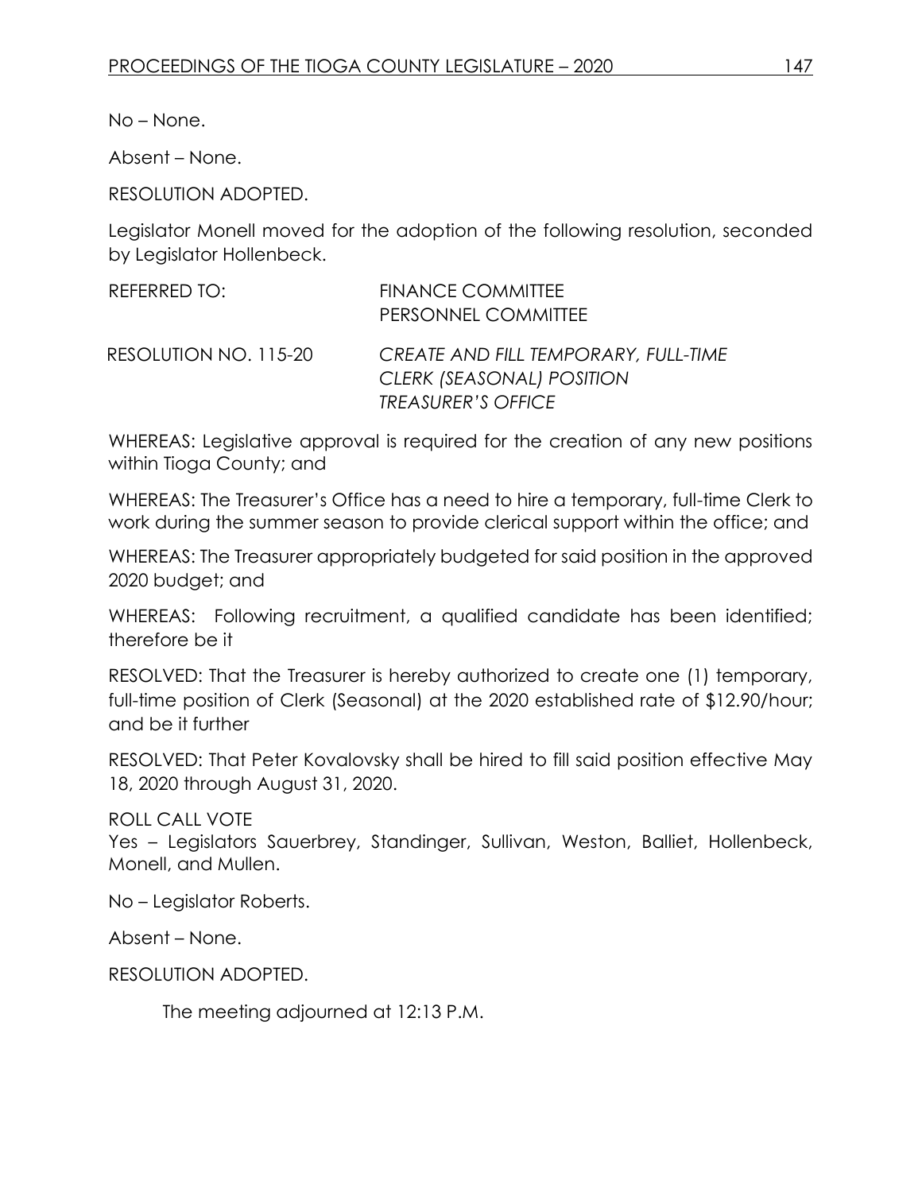No – None.

Absent – None.

RESOLUTION ADOPTED.

Legislator Monell moved for the adoption of the following resolution, seconded by Legislator Hollenbeck.

| | |
|---|---|
| REFERRED TO: | FINANCE COMMITTEE<br>PERSONNEL COMMITTEE |
| RESOLUTION NO. 115-20 | *CREATE AND FILL TEMPORARY, FULL-TIME CLERK (SEASONAL) POSITION TREASURER'S OFFICE* |

WHEREAS: Legislative approval is required for the creation of any new positions within Tioga County; and

WHEREAS: The Treasurer's Office has a need to hire a temporary, full-time Clerk to work during the summer season to provide clerical support within the office; and

WHEREAS: The Treasurer appropriately budgeted for said position in the approved 2020 budget; and

WHEREAS: Following recruitment, a qualified candidate has been identified; therefore be it

RESOLVED: That the Treasurer is hereby authorized to create one (1) temporary, full-time position of Clerk (Seasonal) at the 2020 established rate of $12.90/hour; and be it further

RESOLVED: That Peter Kovalovsky shall be hired to fill said position effective May 18, 2020 through August 31, 2020.

ROLL CALL VOTE
Yes – Legislators Sauerbrey, Standinger, Sullivan, Weston, Balliet, Hollenbeck, Monell, and Mullen.

No – Legislator Roberts.

Absent – None.

RESOLUTION ADOPTED.

The meeting adjourned at 12:13 P.M.